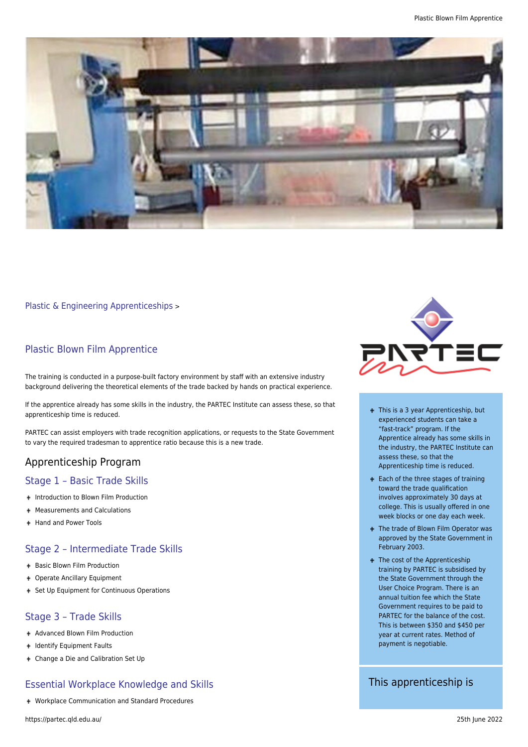Plastic & Engineering Apprenticeships >

## Plastic Blown Film Apprentice

The training is conducted in a purpose-built factory environment by staff with an extensive industry background delivering the theoretical elements of the trade backed by hands on practical experience.

If the apprentice already has some skills in the industry, the PARTEC Institute can assess these, so that apprenticeship time is reduced.

PARTEC can assist employers with trade recognition applications, or requests to the State Government to vary the required tradesman to apprentice ratio because this is a new trade.

## Apprenticeship Program

### Stage 1 – Basic Trade Skills

- Introduction to Blown Film Production
- Measurements and Calculations
- Hand and Power Tools

### Stage 2 – Intermediate Trade Skills

- Basic Blown Film Production
- Operate Ancillary Equipment
- Set Up Equipment for Continuous Operations

### Stage 3 – Trade Skills

- Advanced Blown Film Production
- Identify Equipment Faults
- Change a Die and Calibration Set Up

### Essential Workplace Knowledge and Skills

- Workplace Communication and Standard Procedures

---

- This is a 3 year Apprenticeship, but experienced students can take a “fast-track” program. If the Apprentice already has some skills in the industry, the PARTEC Institute can assess these, so that the Apprenticeship time is reduced.
- Each of the three stages of training toward the trade qualification involves approximately 30 days at college. This is usually offered in one week blocks or one day each week.
- The trade of Blown Film Operator was approved by the State Government in February 2003.
- The cost of the Apprenticeship training by PARTEC is subsidised by the State Government through the User Choice Program. There is an annual tuition fee which the State Government requires to be paid to PARTEC for the balance of the cost. This is between $350 and $450 per year at current rates. Method of payment is negotiable.

This apprenticeship is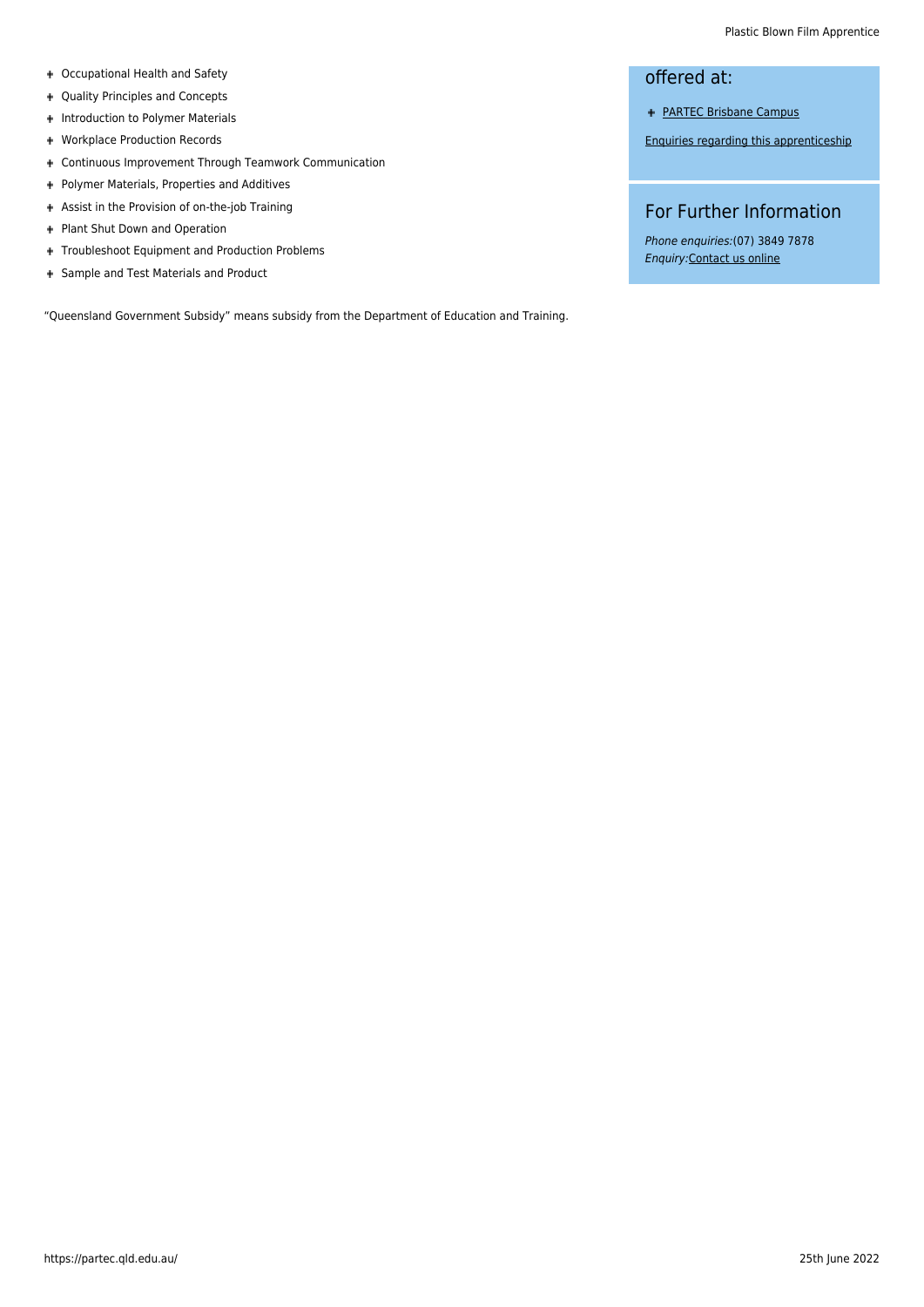- Occupational Health and Safety
- Quality Principles and Concepts
- Introduction to Polymer Materials
- Workplace Production Records
- Continuous Improvement Through Teamwork Communication
- Polymer Materials, Properties and Additives
- Assist in the Provision of on-the-job Training
- Plant Shut Down and Operation
- Troubleshoot Equipment and Production Problems
- Sample and Test Materials and Product

"Queensland Government Subsidy" means subsidy from the Department of Education and Training.

## offered at:

- PARTEC Brisbane Campus

Enquiries regarding this apprenticeship

## For Further Information

*Phone enquiries:*(07) 3849 7878
*Enquiry:*Contact us online